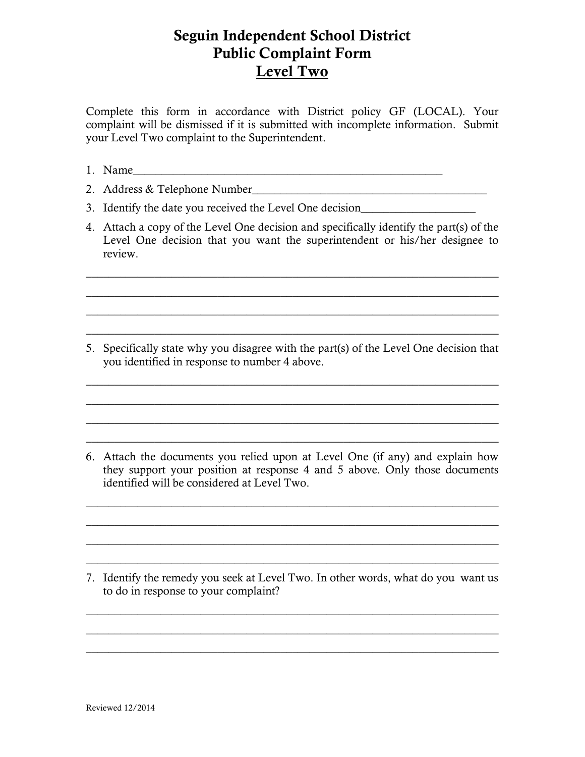# Seguin Independent School District
## Public Complaint Form
## <u>Level Two</u>

Complete this form in accordance with District policy GF (LOCAL). Your complaint will be dismissed if it is submitted with incomplete information. Submit your Level Two complaint to the Superintendent.

1. Name_______________________________________________________
2. Address & Telephone Number__________________________________________
3. Identify the date you received the Level One decision____________________
4. Attach a copy of the Level One decision and specifically identify the part(s) of the Level One decision that you want the superintendent or his/her designee to review.

_________________________________________________________________________

_________________________________________________________________________

_________________________________________________________________________

_________________________________________________________________________

5. Specifically state why you disagree with the part(s) of the Level One decision that you identified in response to number 4 above.

_________________________________________________________________________

_________________________________________________________________________

_________________________________________________________________________

_________________________________________________________________________

6. Attach the documents you relied upon at Level One (if any) and explain how they support your position at response 4 and 5 above. Only those documents identified will be considered at Level Two.

_________________________________________________________________________

_________________________________________________________________________

_________________________________________________________________________

_________________________________________________________________________

7. Identify the remedy you seek at Level Two. In other words, what do you want us to do in response to your complaint?

_________________________________________________________________________

_________________________________________________________________________

_________________________________________________________________________

Reviewed 12/2014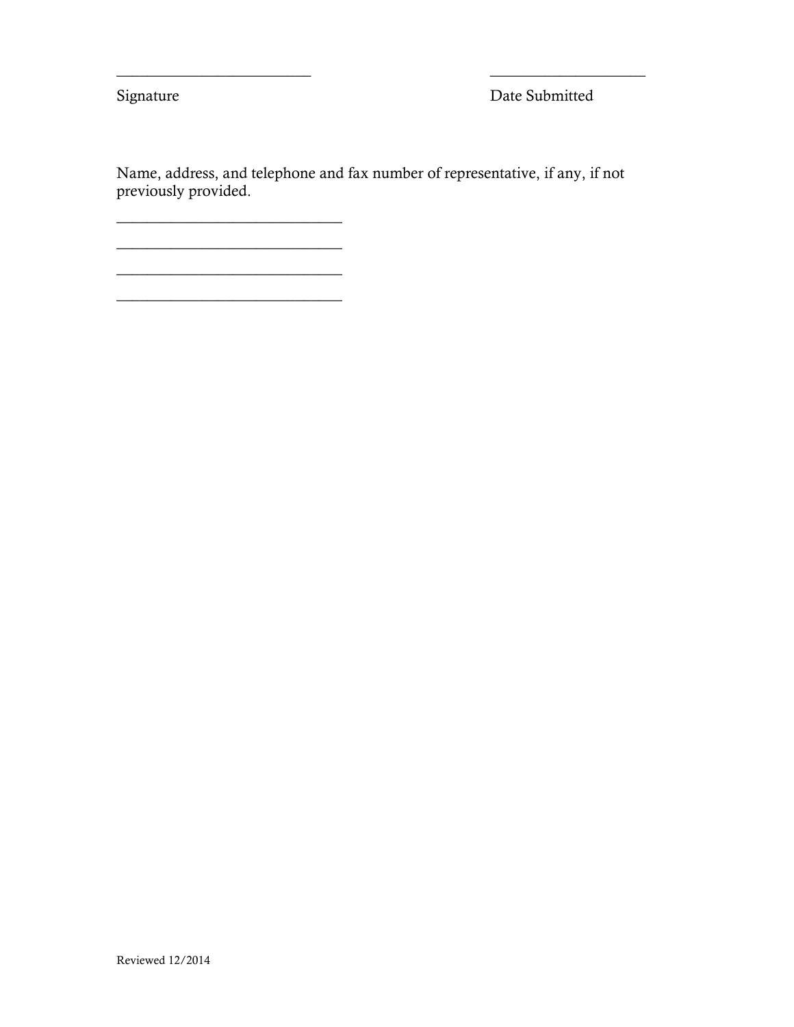\_\_\_\_\_\_\_\_\_\_\_\_\_\_\_\_\_\_\_\_\_\_\_\_\_\_ \_\_\_\_\_\_\_\_\_\_\_\_\_\_\_\_\_\_\_\_\_

Signature Date Submitted

Name, address, and telephone and fax number of representative, if any, if not previously provided.

\_\_\_\_\_\_\_\_\_\_\_\_\_\_\_\_\_\_\_\_\_\_\_\_\_\_\_\_\_\_

\_\_\_\_\_\_\_\_\_\_\_\_\_\_\_\_\_\_\_\_\_\_\_\_\_\_\_\_\_\_

\_\_\_\_\_\_\_\_\_\_\_\_\_\_\_\_\_\_\_\_\_\_\_\_\_\_\_\_\_\_

\_\_\_\_\_\_\_\_\_\_\_\_\_\_\_\_\_\_\_\_\_\_\_\_\_\_\_\_\_\_

Reviewed 12/2014